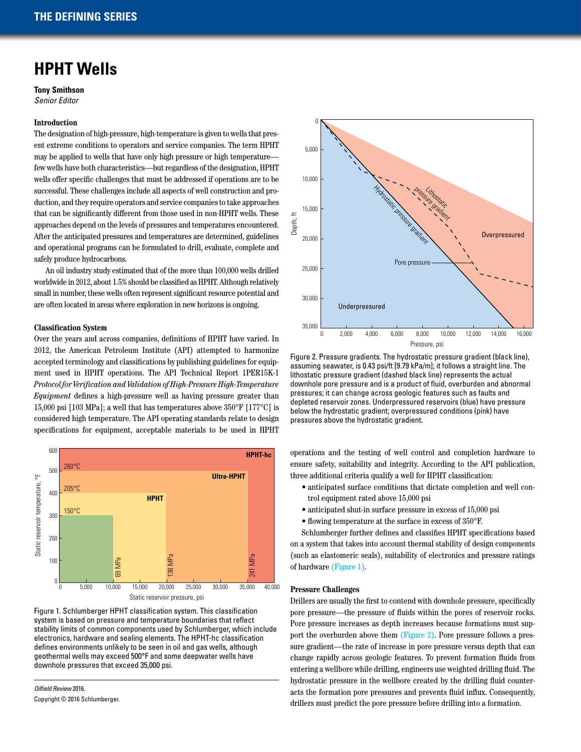# HPHT Wells

**Tony Smithson**
*Senior Editor*

### Introduction

The designation of high-pressure, high-temperature is given to wells that present extreme conditions to operators and service companies. The term HPHT may be applied to wells that have only high pressure or high temperature—few wells have both characteristics—but regardless of the designation, HPHT wells offer specific challenges that must be addressed if operations are to be successful. These challenges include all aspects of well construction and production, and they require operators and service companies to take approaches that can be significantly different from those used in non-HPHT wells. These approaches depend on the levels of pressures and temperatures encountered. After the anticipated pressures and temperatures are determined, guidelines and operational programs can be formulated to drill, evaluate, complete and safely produce hydrocarbons.

An oil industry study estimated that of the more than 100,000 wells drilled worldwide in 2012, about 1.5% should be classified as HPHT. Although relatively small in number, these wells often represent significant resource potential and are often located in areas where exploration in new horizons is ongoing.

### Classification System

Over the years and across companies, definitions of HPHT have varied. In 2012, the American Petroleum Institute (API) attempted to harmonize accepted terminology and classifications by publishing guidelines for equipment used in HPHT operations. The API Technical Report 1PER15K-1 *Protocol for Verification and Validation of High-Pressure High-Temperature Equipment* defines a high-pressure well as having pressure greater than 15,000 psi [103 MPa]; a well that has temperatures above 350°F [177°C] is considered high temperature. The API operating standards relate to design specifications for equipment, acceptable materials to be used in HPHT operations and the testing of well control and completion hardware to ensure safety, suitability and integrity. According to the API publication, three additional criteria qualify a well for HPHT classification:

- anticipated surface conditions that dictate completion and well control equipment rated above 15,000 psi
- anticipated shut-in surface pressure in excess of 15,000 psi
- flowing temperature at the surface in excess of 350°F.

Schlumberger further defines and classifies HPHT specifications based on a system that takes into account thermal stability of design components (such as elastomeric seals), suitability of electronics and pressure ratings of hardware (Figure 1).

Figure 1. Schlumberger HPHT classification system. This classification system is based on pressure and temperature boundaries that reflect stability limits of common components used by Schlumberger, which include electronics, hardware and sealing elements. The HPHT-hc classification defines environments unlikely to be seen in oil and gas wells, although geothermal wells may exceed 500°F and some deepwater wells have downhole pressures that exceed 35,000 psi.

Figure 2. Pressure gradients. The hydrostatic pressure gradient (black line), assuming seawater, is 0.43 psi/ft [9.79 kPa/m]; it follows a straight line. The lithostatic pressure gradient (dashed black line) represents the actual downhole pore pressure and is a product of fluid, overburden and abnormal pressures; it can change across geologic features such as faults and depleted reservoir zones. Underpressured reservoirs (blue) have pressure below the hydrostatic gradient; overpressured conditions (pink) have pressures above the hydrostatic gradient.

### Pressure Challenges

Drillers are usually the first to contend with downhole pressure, specifically pore pressure—the pressure of fluids within the pores of reservoir rocks. Pore pressure increases as depth increases because formations must support the overburden above them (Figure 2). Pore pressure follows a pressure gradient—the rate of increase in pore pressure versus depth that can change rapidly across geologic features. To prevent formation fluids from entering a wellbore while drilling, engineers use weighted drilling fluid. The hydrostatic pressure in the wellbore created by the drilling fluid counteracts the formation pore pressures and prevents fluid influx. Consequently, drillers must predict the pore pressure before drilling into a formation.

*Oilfield Review* 2016.
Copyright © 2016 Schlumberger.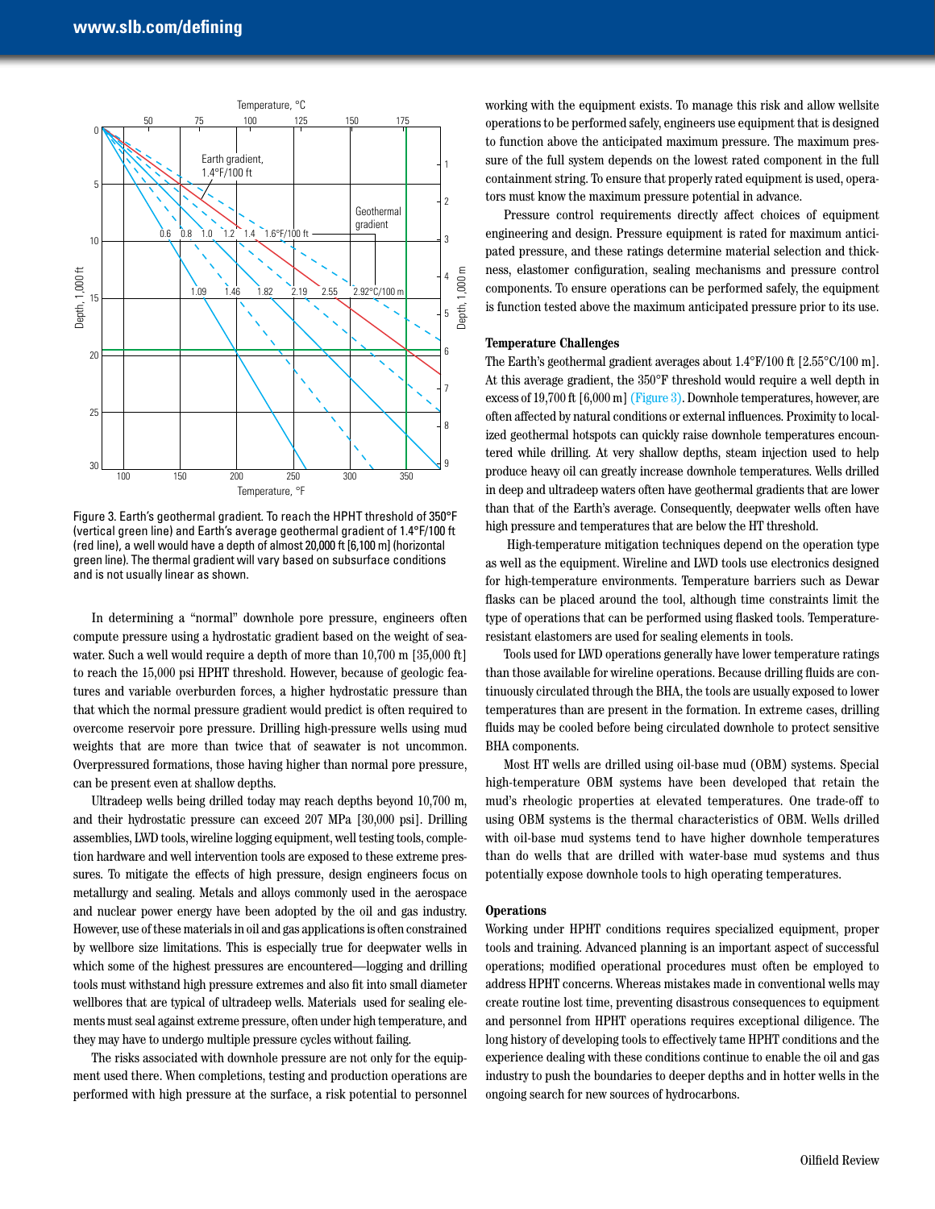Temperature, °C

50 75 100 125 150 175

0

5

10

15

20

25

30

Depth, 1,000 ft

Earth gradient, 1.4°F/100 ft

Geothermal gradient

0.6 0.8 1.0 1.2 1.4 1.6°F/100 ft

1.09 1.46 1.82 2.19 2.55 2.92°C/100 m

1 2 3 4 5 6 7 8 9

Depth, 1,000 m

100 150 200 250 300 350

Temperature, °F

Figure 3. Earth's geothermal gradient. To reach the HPHT threshold of 350°F (vertical green line) and Earth's average geothermal gradient of 1.4°F/100 ft (red line), a well would have a depth of almost 20,000 ft [6,100 m] (horizontal green line). The thermal gradient will vary based on subsurface conditions and is not usually linear as shown.

In determining a "normal" downhole pore pressure, engineers often compute pressure using a hydrostatic gradient based on the weight of seawater. Such a well would require a depth of more than 10,700 m [35,000 ft] to reach the 15,000 psi HPHT threshold. However, because of geologic features and variable overburden forces, a higher hydrostatic pressure than that which the normal pressure gradient would predict is often required to overcome reservoir pore pressure. Drilling high-pressure wells using mud weights that are more than twice that of seawater is not uncommon. Overpressured formations, those having higher than normal pore pressure, can be present even at shallow depths.

Ultradeep wells being drilled today may reach depths beyond 10,700 m, and their hydrostatic pressure can exceed 207 MPa [30,000 psi]. Drilling assemblies, LWD tools, wireline logging equipment, well testing tools, completion hardware and well intervention tools are exposed to these extreme pressures. To mitigate the effects of high pressure, design engineers focus on metallurgy and sealing. Metals and alloys commonly used in the aerospace and nuclear power energy have been adopted by the oil and gas industry. However, use of these materials in oil and gas applications is often constrained by wellbore size limitations. This is especially true for deepwater wells in which some of the highest pressures are encountered—logging and drilling tools must withstand high pressure extremes and also fit into small diameter wellbores that are typical of ultradeep wells. Materials used for sealing elements must seal against extreme pressure, often under high temperature, and they may have to undergo multiple pressure cycles without failing.

The risks associated with downhole pressure are not only for the equipment used there. When completions, testing and production operations are performed with high pressure at the surface, a risk potential to personnel working with the equipment exists. To manage this risk and allow wellsite operations to be performed safely, engineers use equipment that is designed to function above the anticipated maximum pressure. The maximum pressure of the full system depends on the lowest rated component in the full containment string. To ensure that properly rated equipment is used, operators must know the maximum pressure potential in advance.

Pressure control requirements directly affect choices of equipment engineering and design. Pressure equipment is rated for maximum anticipated pressure, and these ratings determine material selection and thickness, elastomer configuration, sealing mechanisms and pressure control components. To ensure operations can be performed safely, the equipment is function tested above the maximum anticipated pressure prior to its use.

### Temperature Challenges

The Earth's geothermal gradient averages about 1.4°F/100 ft [2.55°C/100 m]. At this average gradient, the 350°F threshold would require a well depth in excess of 19,700 ft [6,000 m] (Figure 3). Downhole temperatures, however, are often affected by natural conditions or external influences. Proximity to localized geothermal hotspots can quickly raise downhole temperatures encountered while drilling. At very shallow depths, steam injection used to help produce heavy oil can greatly increase downhole temperatures. Wells drilled in deep and ultradeep waters often have geothermal gradients that are lower than that of the Earth's average. Consequently, deepwater wells often have high pressure and temperatures that are below the HT threshold.

High-temperature mitigation techniques depend on the operation type as well as the equipment. Wireline and LWD tools use electronics designed for high-temperature environments. Temperature barriers such as Dewar flasks can be placed around the tool, although time constraints limit the type of operations that can be performed using flasked tools. Temperature-resistant elastomers are used for sealing elements in tools.

Tools used for LWD operations generally have lower temperature ratings than those available for wireline operations. Because drilling fluids are continuously circulated through the BHA, the tools are usually exposed to lower temperatures than are present in the formation. In extreme cases, drilling fluids may be cooled before being circulated downhole to protect sensitive BHA components.

Most HT wells are drilled using oil-base mud (OBM) systems. Special high-temperature OBM systems have been developed that retain the mud's rheologic properties at elevated temperatures. One trade-off to using OBM systems is the thermal characteristics of OBM. Wells drilled with oil-base mud systems tend to have higher downhole temperatures than do wells that are drilled with water-base mud systems and thus potentially expose downhole tools to high operating temperatures.

### Operations

Working under HPHT conditions requires specialized equipment, proper tools and training. Advanced planning is an important aspect of successful operations; modified operational procedures must often be employed to address HPHT concerns. Whereas mistakes made in conventional wells may create routine lost time, preventing disastrous consequences to equipment and personnel from HPHT operations requires exceptional diligence. The long history of developing tools to effectively tame HPHT conditions and the experience dealing with these conditions continue to enable the oil and gas industry to push the boundaries to deeper depths and in hotter wells in the ongoing search for new sources of hydrocarbons.